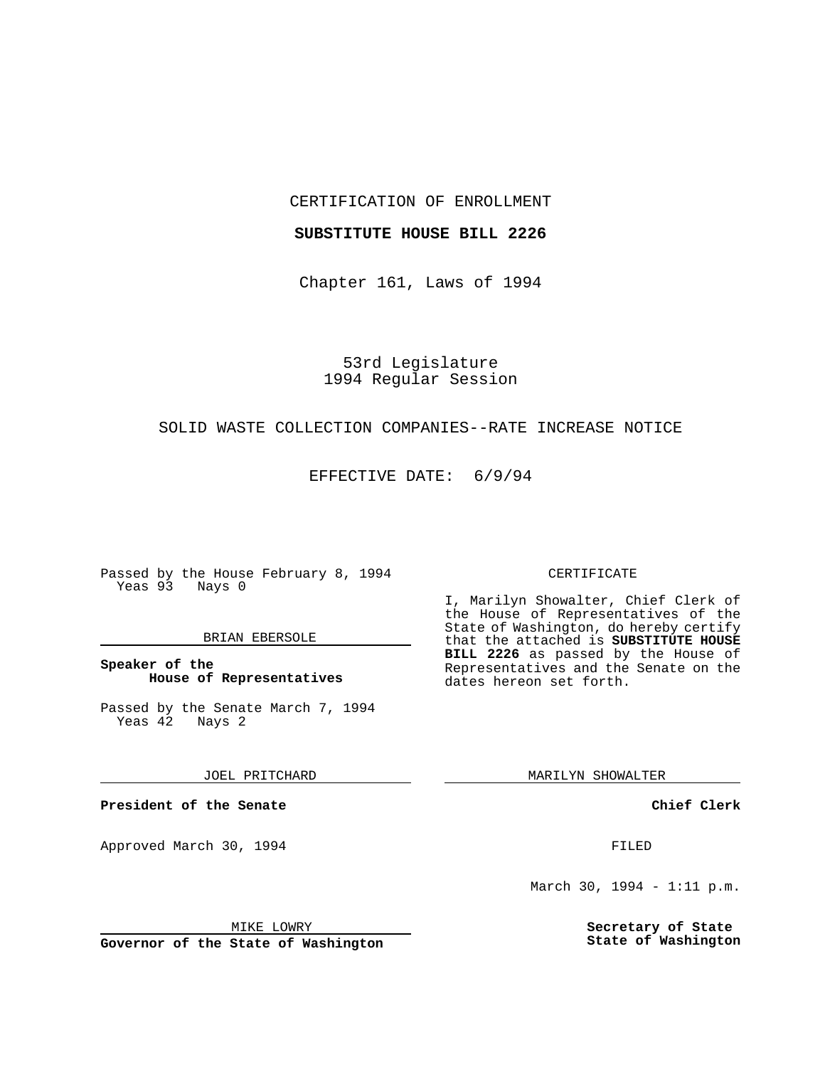CERTIFICATION OF ENROLLMENT

**SUBSTITUTE HOUSE BILL 2226**

Chapter 161, Laws of 1994

53rd Legislature
1994 Regular Session

SOLID WASTE COLLECTION COMPANIES--RATE INCREASE NOTICE

EFFECTIVE DATE: 6/9/94

Passed by the House February 8, 1994
Yeas 93 Nays 0

BRIAN EBERSOLE

**Speaker of the House of Representatives**

Passed by the Senate March 7, 1994
Yeas 42 Nays 2

JOEL PRITCHARD

**President of the Senate**

Approved March 30, 1994

MIKE LOWRY

**Governor of the State of Washington**

CERTIFICATE

I, Marilyn Showalter, Chief Clerk of the House of Representatives of the State of Washington, do hereby certify that the attached is **SUBSTITUTE HOUSE BILL 2226** as passed by the House of Representatives and the Senate on the dates hereon set forth.

MARILYN SHOWALTER

**Chief Clerk**

FILED

March 30, 1994 - 1:11 p.m.

**Secretary of State**
**State of Washington**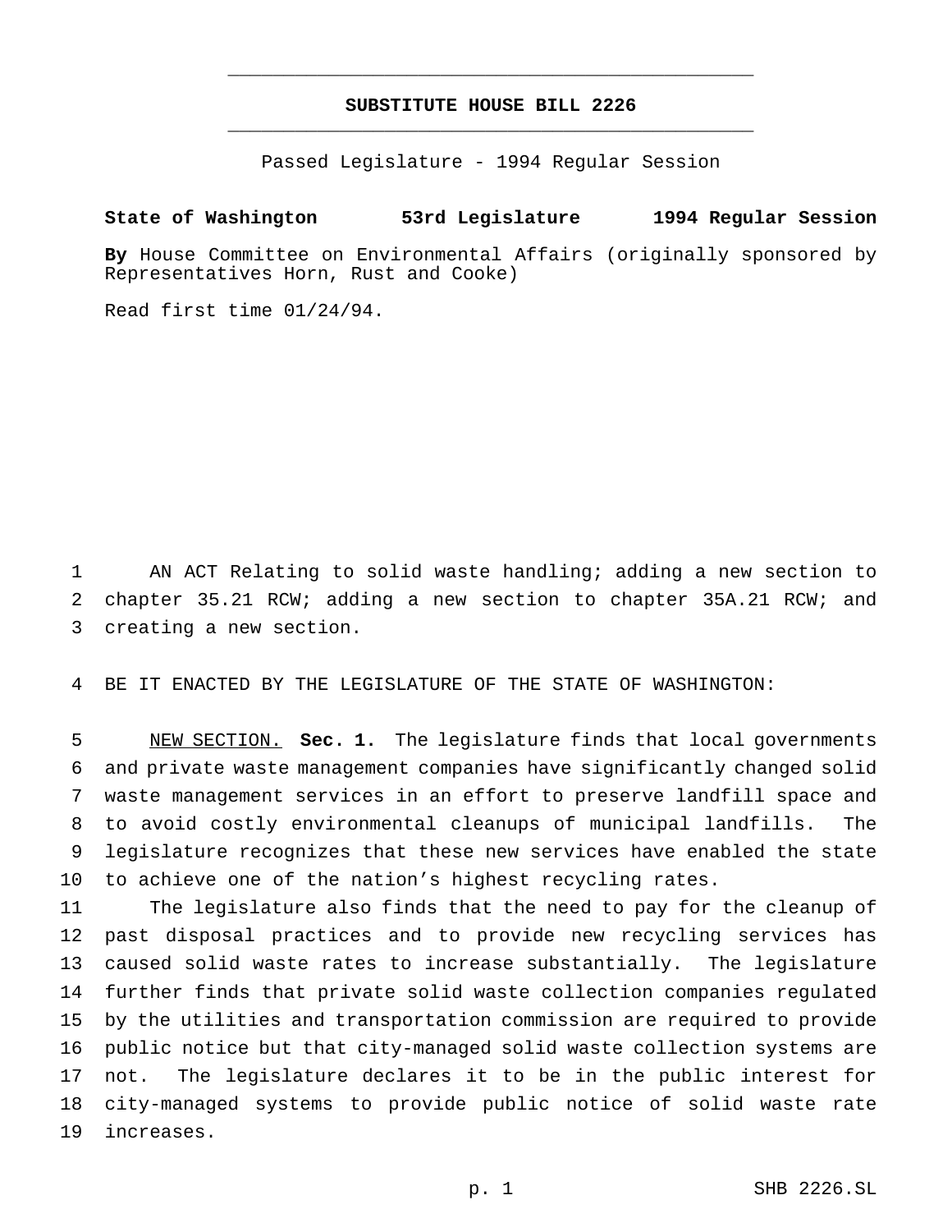# SUBSTITUTE HOUSE BILL 2226

Passed Legislature - 1994 Regular Session

**State of Washington 53rd Legislature 1994 Regular Session**

**By** House Committee on Environmental Affairs (originally sponsored by Representatives Horn, Rust and Cooke)

Read first time 01/24/94.

1 AN ACT Relating to solid waste handling; adding a new section to
2 chapter 35.21 RCW; adding a new section to chapter 35A.21 RCW; and
3 creating a new section.

4 BE IT ENACTED BY THE LEGISLATURE OF THE STATE OF WASHINGTON:

5 NEW SECTION. **Sec. 1.** The legislature finds that local governments
6 and private waste management companies have significantly changed solid
7 waste management services in an effort to preserve landfill space and
8 to avoid costly environmental cleanups of municipal landfills. The
9 legislature recognizes that these new services have enabled the state
10 to achieve one of the nation's highest recycling rates.

11 The legislature also finds that the need to pay for the cleanup of
12 past disposal practices and to provide new recycling services has
13 caused solid waste rates to increase substantially. The legislature
14 further finds that private solid waste collection companies regulated
15 by the utilities and transportation commission are required to provide
16 public notice but that city-managed solid waste collection systems are
17 not. The legislature declares it to be in the public interest for
18 city-managed systems to provide public notice of solid waste rate
19 increases.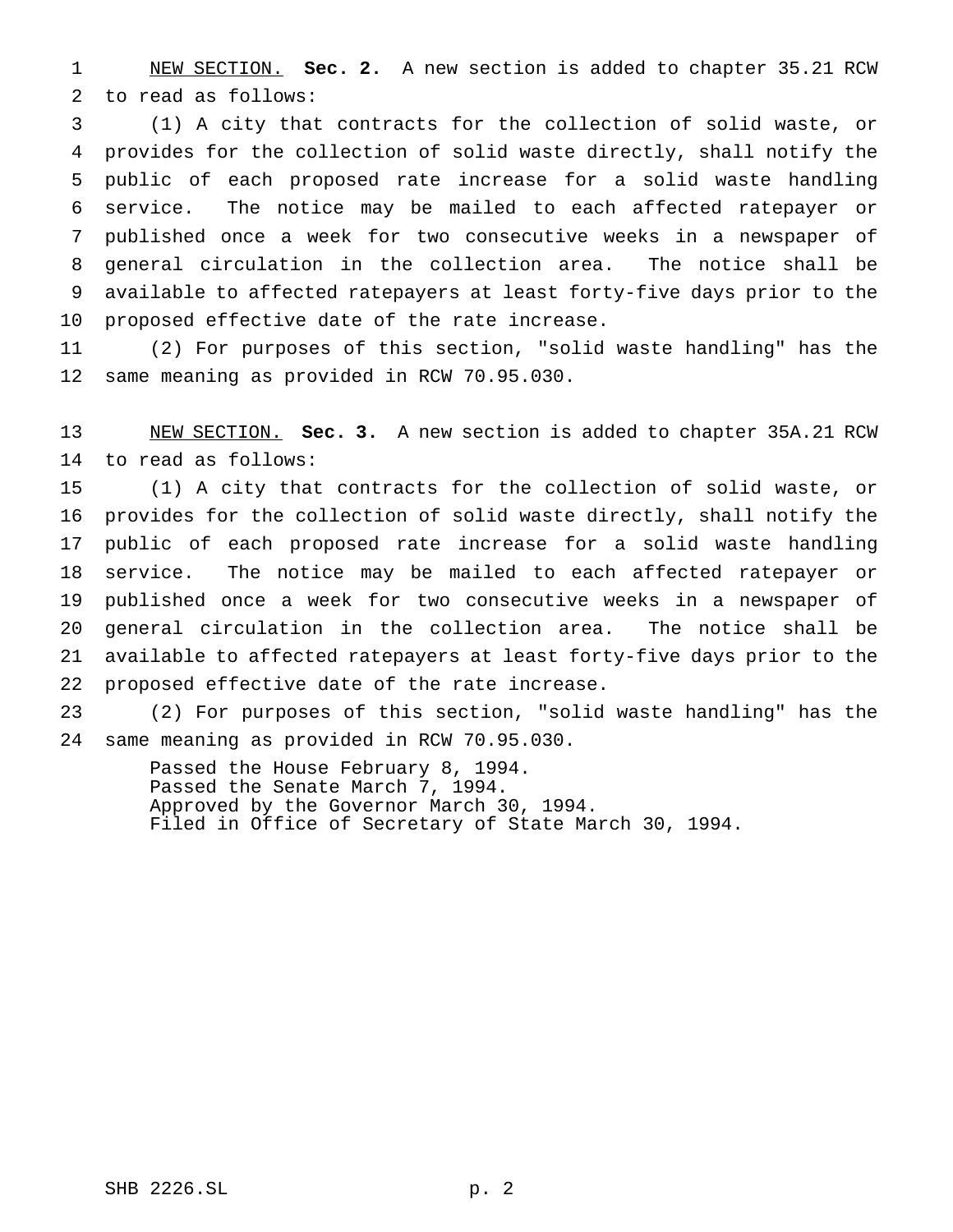NEW SECTION. **Sec. 2.** A new section is added to chapter 35.21 RCW to read as follows:

(1) A city that contracts for the collection of solid waste, or provides for the collection of solid waste directly, shall notify the public of each proposed rate increase for a solid waste handling service. The notice may be mailed to each affected ratepayer or published once a week for two consecutive weeks in a newspaper of general circulation in the collection area. The notice shall be available to affected ratepayers at least forty-five days prior to the proposed effective date of the rate increase.

(2) For purposes of this section, "solid waste handling" has the same meaning as provided in RCW 70.95.030.

NEW SECTION. **Sec. 3.** A new section is added to chapter 35A.21 RCW to read as follows:

(1) A city that contracts for the collection of solid waste, or provides for the collection of solid waste directly, shall notify the public of each proposed rate increase for a solid waste handling service. The notice may be mailed to each affected ratepayer or published once a week for two consecutive weeks in a newspaper of general circulation in the collection area. The notice shall be available to affected ratepayers at least forty-five days prior to the proposed effective date of the rate increase.

(2) For purposes of this section, "solid waste handling" has the same meaning as provided in RCW 70.95.030.

Passed the House February 8, 1994.
Passed the Senate March 7, 1994.
Approved by the Governor March 30, 1994.
Filed in Office of Secretary of State March 30, 1994.